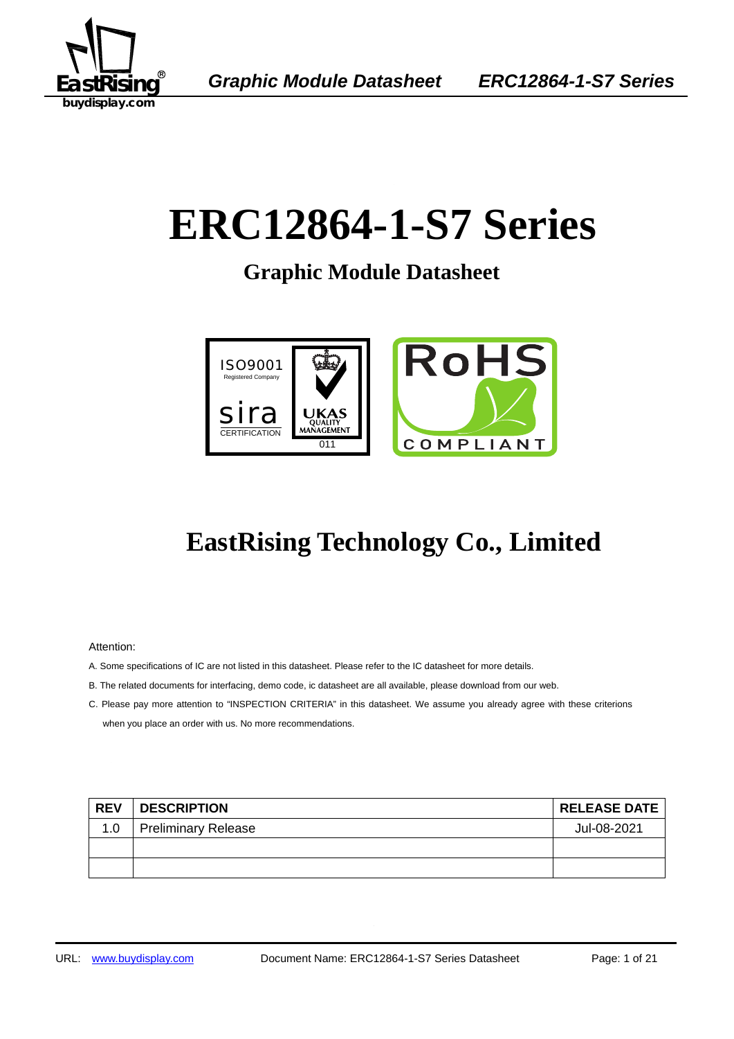# ERC12864-1-S7 Series

## Graphic Module Datasheet

ISO9001 Registered Company

sira CERTIFICATION

UKAS QUALITY MANAGEMENT 011

RoHS COMPLIANT

## EastRising Technology Co., Limited

Attention:

A. Some specifications of IC are not listed in this datasheet. Please refer to the IC datasheet for more details.

B. The related documents for interfacing, demo code, ic datasheet are all available, please download from our web.

C. Please pay more attention to "INSPECTION CRITERIA" in this datasheet. We assume you already agree with these criterions when you place an order with us. No more recommendations.

| REV | DESCRIPTION | RELEASE DATE |
|---|---|---|
| 1.0 | Preliminary Release | Jul-08-2021 |
| | | |
| | | |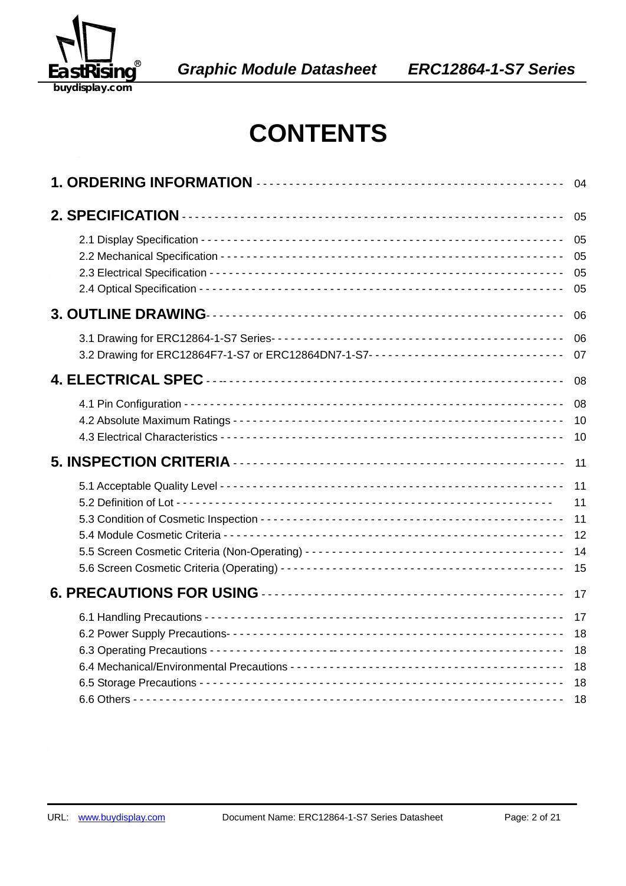# CONTENTS

**1. ORDERING INFORMATION** -------------------------------------------- 04

**2. SPECIFICATION** ---------------------------------------------------- 05

- 2.1 Display Specification ------------------------------------------------ 05
- 2.2 Mechanical Specification --------------------------------------------- 05
- 2.3 Electrical Specification ---------------------------------------------- 05
- 2.4 Optical Specification ------------------------------------------------- 05

**3. OUTLINE DRAWING**---------------------------------------------------- 06

- 3.1 Drawing for ERC12864-1-S7 Series- ------------------------------------- 06
- 3.2 Drawing for ERC12864F7-1-S7 or ERC12864DN7-1-S7- ---------------------- 07

**4. ELECTRICAL SPEC** --------------------------------------------------- 08

- 4.1 Pin Configuration ----------------------------------------------------- 08
- 4.2 Absolute Maximum Ratings ---------------------------------------------- 10
- 4.3 Electrical Characteristics -------------------------------------------- 10

**5. INSPECTION CRITERIA** ----------------------------------------------- 11

- 5.1 Acceptable Quality Level ---------------------------------------------- 11
- 5.2 Definition of Lot ----------------------------------------------------- 11
- 5.3 Condition of Cosmetic Inspection -------------------------------------- 11
- 5.4 Module Cosmetic Criteria ---------------------------------------------- 12
- 5.5 Screen Cosmetic Criteria (Non-Operating) ------------------------------ 14
- 5.6 Screen Cosmetic Criteria (Operating) ---------------------------------- 15

**6. PRECAUTIONS FOR USING** --------------------------------------------- 17

- 6.1 Handling Precautions -------------------------------------------------- 17
- 6.2 Power Supply Precautions- --------------------------------------------- 18
- 6.3 Operating Precautions ------------------------------------------------- 18
- 6.4 Mechanical/Environmental Precautions ---------------------------------- 18
- 6.5 Storage Precautions --------------------------------------------------- 18
- 6.6 Others ---------------------------------------------------------------- 18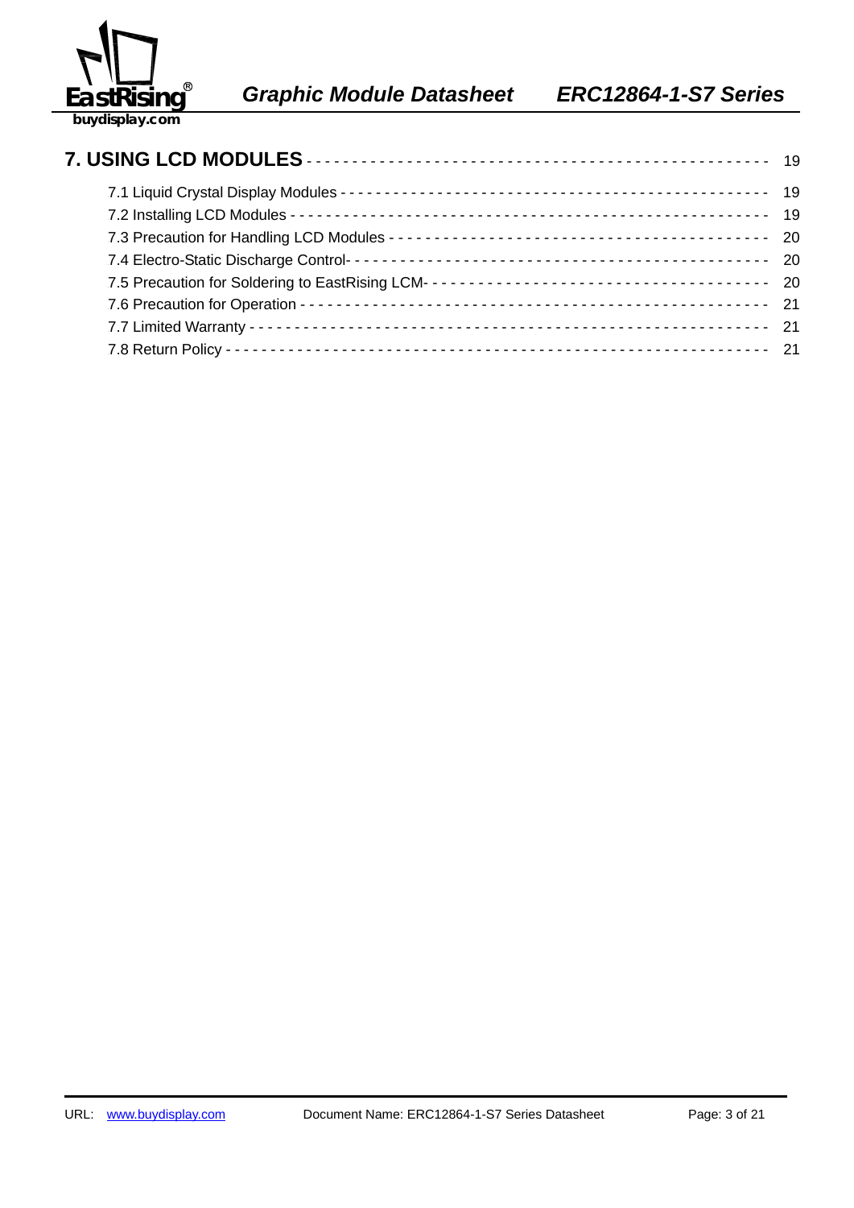**7. USING LCD MODULES** ------------------------------------------------ 19

7.1 Liquid Crystal Display Modules ---------------------------------------------- 19

7.2 Installing LCD Modules ------------------------------------------------------- 19

7.3 Precaution for Handling LCD Modules ------------------------------------------ 20

7.4 Electro-Static Discharge Control- --------------------------------------------- 20

7.5 Precaution for Soldering to EastRising LCM- ------------------------------------ 20

7.6 Precaution for Operation ----------------------------------------------------- 21

7.7 Limited Warranty ------------------------------------------------------------- 21

7.8 Return Policy ---------------------------------------------------------------- 21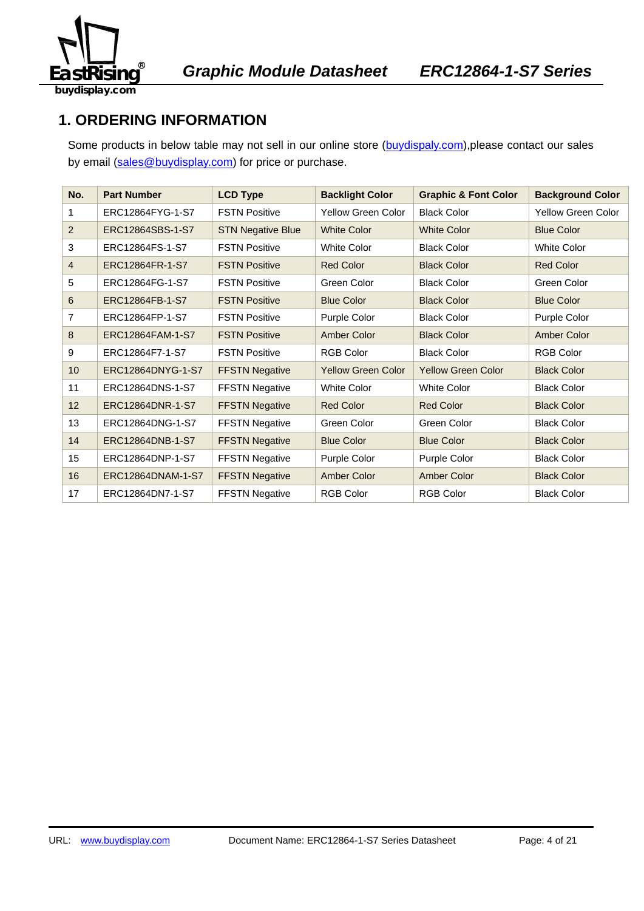## 1. ORDERING INFORMATION

Some products in below table may not sell in our online store (buydispaly.com),please contact our sales by email (sales@buydisplay.com) for price or purchase.

| No. | Part Number | LCD Type | Backlight Color | Graphic & Font Color | Background Color |
|---|---|---|---|---|---|
| 1 | ERC12864FYG-1-S7 | FSTN Positive | Yellow Green Color | Black Color | Yellow Green Color |
| 2 | ERC12864SBS-1-S7 | STN Negative Blue | White Color | White Color | Blue Color |
| 3 | ERC12864FS-1-S7 | FSTN Positive | White Color | Black Color | White Color |
| 4 | ERC12864FR-1-S7 | FSTN Positive | Red Color | Black Color | Red Color |
| 5 | ERC12864FG-1-S7 | FSTN Positive | Green Color | Black Color | Green Color |
| 6 | ERC12864FB-1-S7 | FSTN Positive | Blue Color | Black Color | Blue Color |
| 7 | ERC12864FP-1-S7 | FSTN Positive | Purple Color | Black Color | Purple Color |
| 8 | ERC12864FAM-1-S7 | FSTN Positive | Amber Color | Black Color | Amber Color |
| 9 | ERC12864F7-1-S7 | FSTN Positive | RGB Color | Black Color | RGB Color |
| 10 | ERC12864DNYG-1-S7 | FFSTN Negative | Yellow Green Color | Yellow Green Color | Black Color |
| 11 | ERC12864DNS-1-S7 | FFSTN Negative | White Color | White Color | Black Color |
| 12 | ERC12864DNR-1-S7 | FFSTN Negative | Red Color | Red Color | Black Color |
| 13 | ERC12864DNG-1-S7 | FFSTN Negative | Green Color | Green Color | Black Color |
| 14 | ERC12864DNB-1-S7 | FFSTN Negative | Blue Color | Blue Color | Black Color |
| 15 | ERC12864DNP-1-S7 | FFSTN Negative | Purple Color | Purple Color | Black Color |
| 16 | ERC12864DNAM-1-S7 | FFSTN Negative | Amber Color | Amber Color | Black Color |
| 17 | ERC12864DN7-1-S7 | FFSTN Negative | RGB Color | RGB Color | Black Color |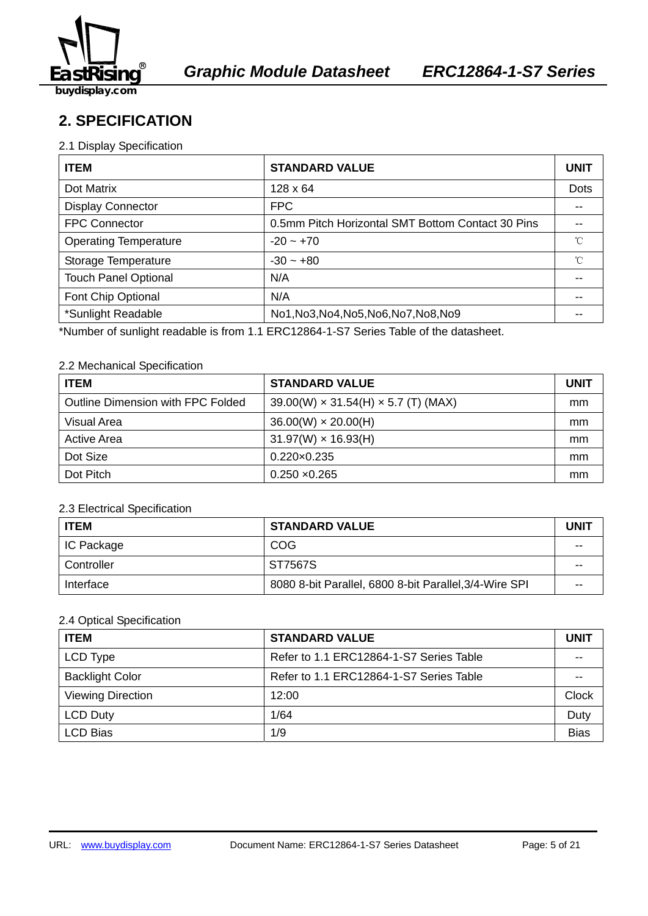## 2. SPECIFICATION

2.1 Display Specification

| ITEM | STANDARD VALUE | UNIT |
|---|---|---|
| Dot Matrix | 128 x 64 | Dots |
| Display Connector | FPC | -- |
| FPC Connector | 0.5mm Pitch Horizontal SMT Bottom Contact 30 Pins | -- |
| Operating Temperature | -20 ~ +70 | ℃ |
| Storage Temperature | -30 ~ +80 | ℃ |
| Touch Panel Optional | N/A | -- |
| Font Chip Optional | N/A | -- |
| *Sunlight Readable | No1,No3,No4,No5,No6,No7,No8,No9 | -- |

*Number of sunlight readable is from 1.1 ERC12864-1-S7 Series Table of the datasheet.

2.2 Mechanical Specification

| ITEM | STANDARD VALUE | UNIT |
|---|---|---|
| Outline Dimension with FPC Folded | 39.00(W) × 31.54(H) × 5.7 (T) (MAX) | mm |
| Visual Area | 36.00(W) × 20.00(H) | mm |
| Active Area | 31.97(W) × 16.93(H) | mm |
| Dot Size | 0.220×0.235 | mm |
| Dot Pitch | 0.250 ×0.265 | mm |

2.3 Electrical Specification

| ITEM | STANDARD VALUE | UNIT |
|---|---|---|
| IC Package | COG | -- |
| Controller | ST7567S | -- |
| Interface | 8080 8-bit Parallel, 6800 8-bit Parallel,3/4-Wire SPI | -- |

2.4 Optical Specification

| ITEM | STANDARD VALUE | UNIT |
|---|---|---|
| LCD Type | Refer to 1.1 ERC12864-1-S7 Series Table | -- |
| Backlight Color | Refer to 1.1 ERC12864-1-S7 Series Table | -- |
| Viewing Direction | 12:00 | Clock |
| LCD Duty | 1/64 | Duty |
| LCD Bias | 1/9 | Bias |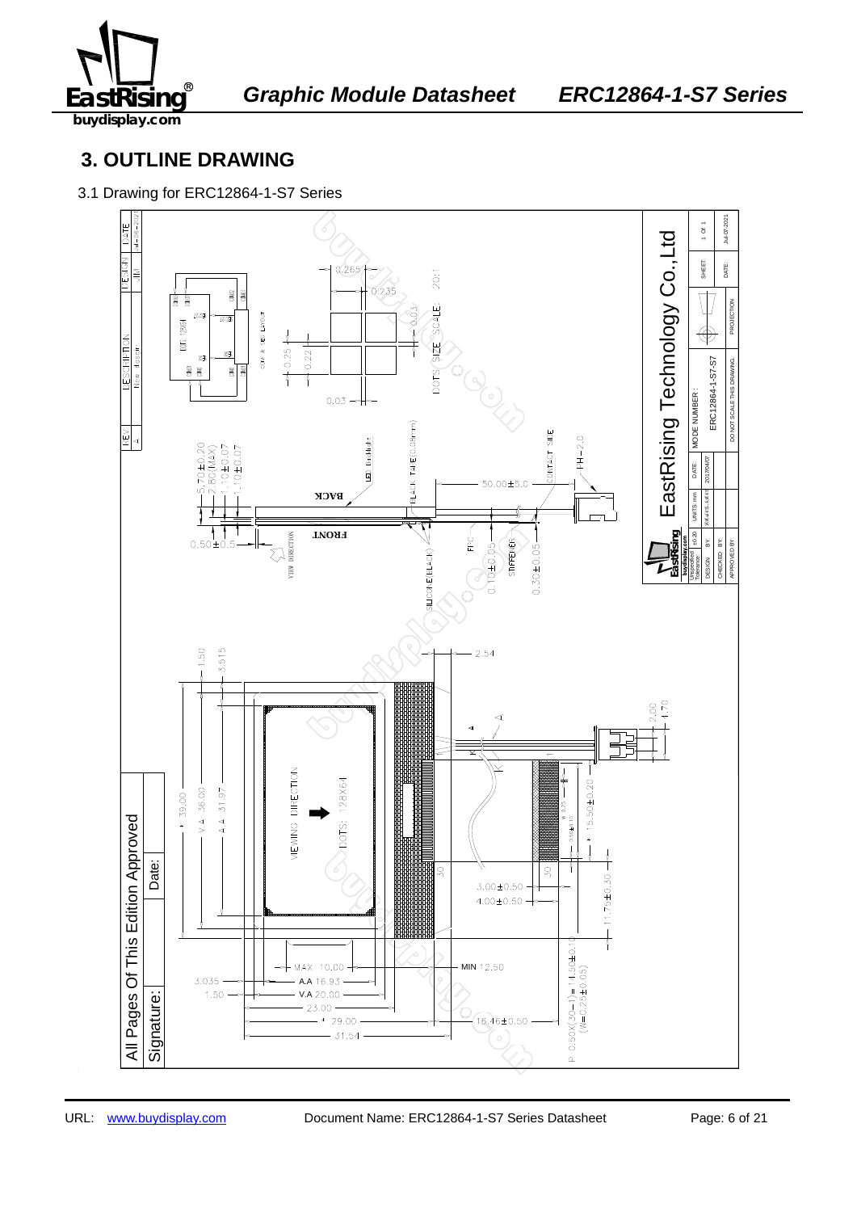# 3. OUTLINE DRAWING

3.1 Drawing for ERC12864-1-S7 Series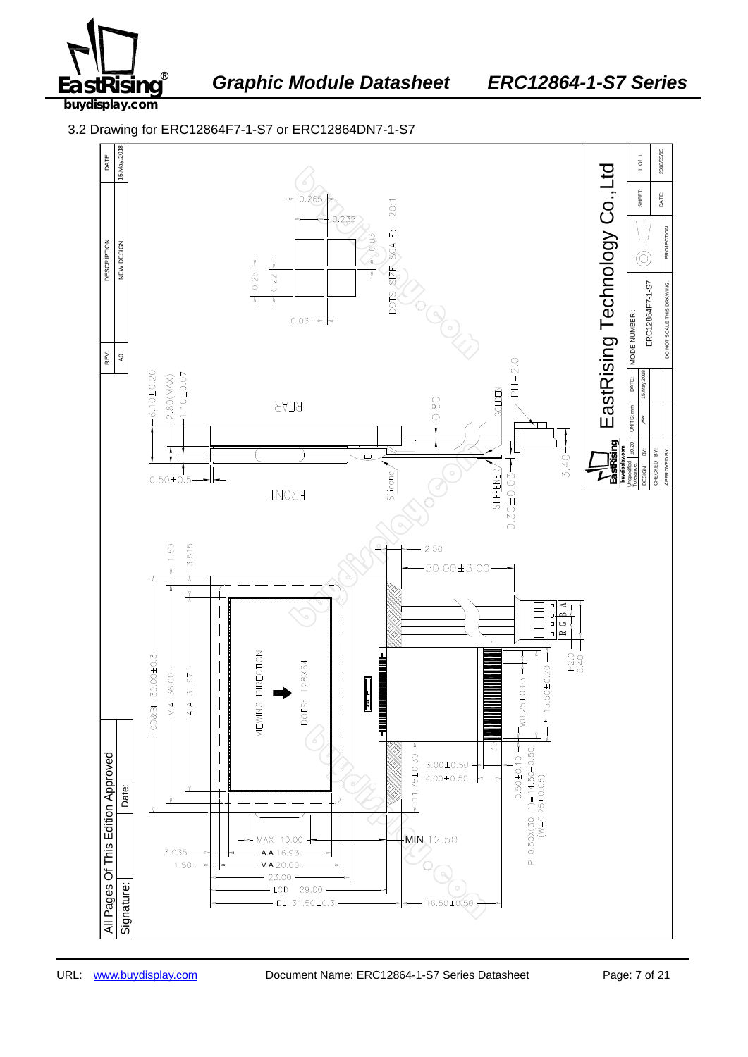### 3.2 Drawing for ERC12864F7-1-S7 or ERC12864DN7-1-S7

| REV. | DESCRIPTION | DATE |
|---|---|---|
| A0 | NEW DESIGN | 15.May.2018 |

DOTS SIZE SCALE: 20:1

0.265, 0.235, 0.03, 0.25, 0.22, 0.03

6.10±0.20, 2.80(MAX), 1.10±0.07, REAR, 0.80, GOLDEN, PH-2.0, 0.50±0.5, FRONT, Silicone, STIFFENER, 0.30±0.03, 3.40

1.50, 3.515, 2.50, 50.00±3.00

LCD&BL 39.00±0.3, V.A 36.00, A.A 31.97, VIEWING DIRECTION, DOTS: 128X64

R G B A, P2.0, 8.40

W0.25±0.03, 15.50±0.20, 30, 1

11.75±0.30, 3.00±0.50, 4.00±0.50, 0.50±0.10, P 0.50X(30-1)=14.50±0.50 (W=0.25±0.05)

MAX 10.00, MIN 12.50

3.035, A.A 16.93, 1.50, V.A 20.00, 23.00, LCD 29.00, BL 31.50±0.3, 16.50±0.50

All Pages Of This Edition Approved

Signature: | Date:

EastRising Technology Co.,Ltd

| Unspecified Tolerance: ±0.20 | UNITS: mm | DATE: 15.May.2018 | MODE NUMBER: ERC12864F7-1-S7 | SHEET: 1 Of 1 |
|---|---|---|---|---|
| DESIGN BY: | | | PROJECTION | DATE: 2018/05/15 |
| CHECKED BY: | | | | |
| APPROVED BY: | | | DO NOT SCALE THIS DRAWING. | |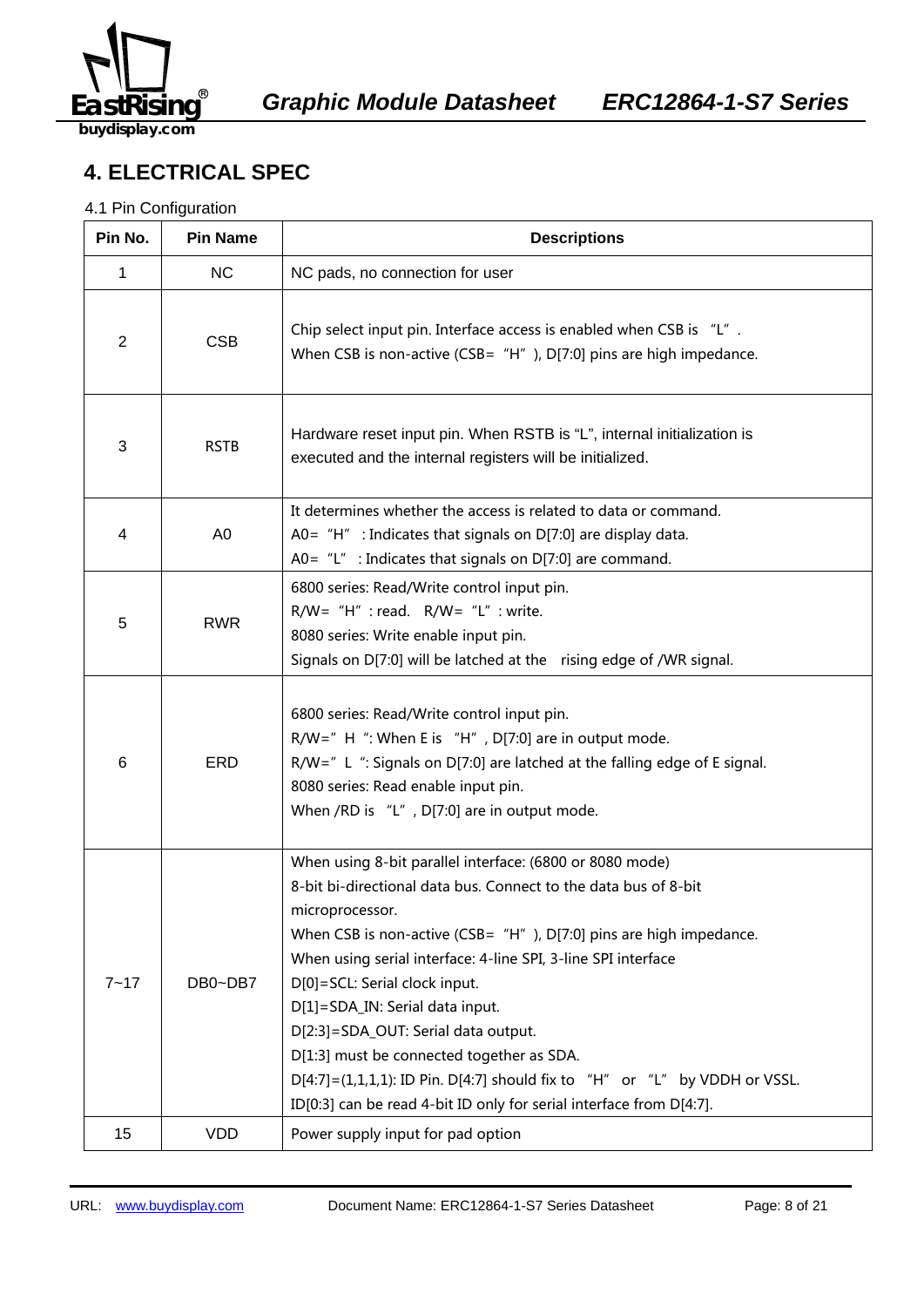## 4. ELECTRICAL SPEC

4.1 Pin Configuration

| Pin No. | Pin Name | Descriptions |
|---|---|---|
| 1 | NC | NC pads, no connection for user |
| 2 | CSB | Chip select input pin. Interface access is enabled when CSB is "L" .<br>When CSB is non-active (CSB= "H" ), D[7:0] pins are high impedance. |
| 3 | RSTB | Hardware reset input pin. When RSTB is "L", internal initialization is executed and the internal registers will be initialized. |
| 4 | A0 | It determines whether the access is related to data or command.<br>A0= "H" : Indicates that signals on D[7:0] are display data.<br>A0= "L" : Indicates that signals on D[7:0] are command. |
| 5 | RWR | 6800 series: Read/Write control input pin.<br>R/W= "H" : read. R/W= "L" : write.<br>8080 series: Write enable input pin.<br>Signals on D[7:0] will be latched at the rising edge of /WR signal. |
| 6 | ERD | 6800 series: Read/Write control input pin.<br>R/W=" H ": When E is "H" , D[7:0] are in output mode.<br>R/W=" L ": Signals on D[7:0] are latched at the falling edge of E signal.<br>8080 series: Read enable input pin.<br>When /RD is "L" , D[7:0] are in output mode. |
| 7~17 | DB0~DB7 | When using 8-bit parallel interface: (6800 or 8080 mode)<br>8-bit bi-directional data bus. Connect to the data bus of 8-bit microprocessor.<br>When CSB is non-active (CSB= "H" ), D[7:0] pins are high impedance.<br>When using serial interface: 4-line SPI, 3-line SPI interface<br>D[0]=SCL: Serial clock input.<br>D[1]=SDA_IN: Serial data input.<br>D[2:3]=SDA_OUT: Serial data output.<br>D[1:3] must be connected together as SDA.<br>D[4:7]=(1,1,1,1): ID Pin. D[4:7] should fix to "H" or "L" by VDDH or VSSL.<br>ID[0:3] can be read 4-bit ID only for serial interface from D[4:7]. |
| 15 | VDD | Power supply input for pad option |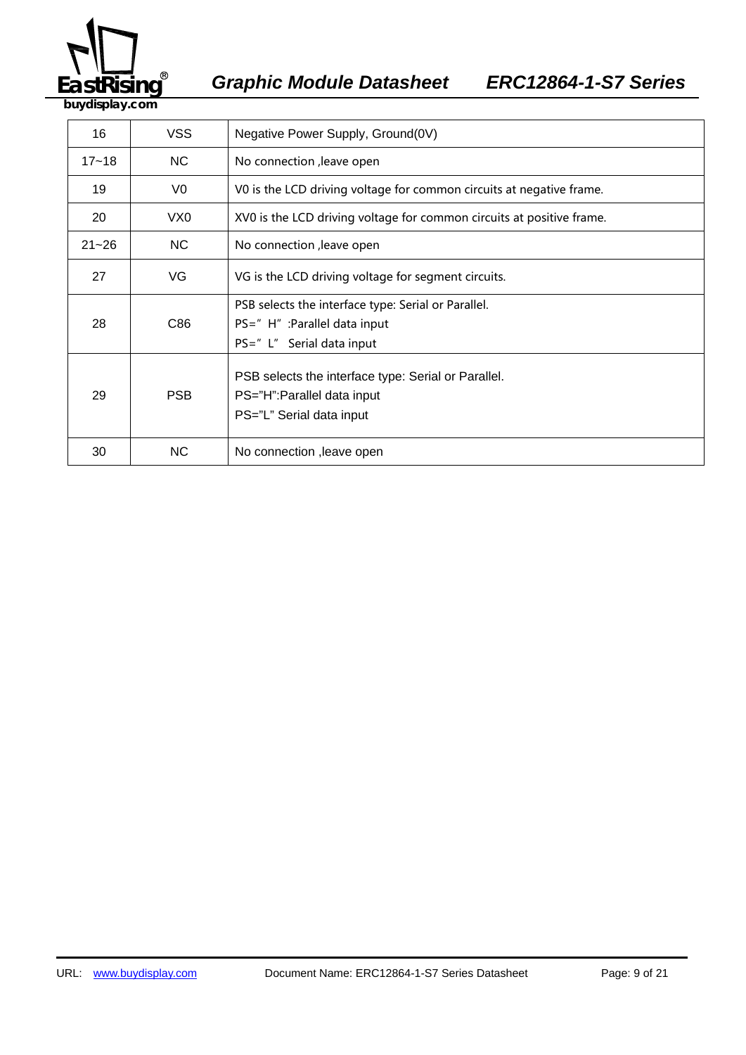| 16 | VSS | Negative Power Supply, Ground(0V) |
|---|---|---|
| 17~18 | NC | No connection ,leave open |
| 19 | V0 | V0 is the LCD driving voltage for common circuits at negative frame. |
| 20 | VX0 | XV0 is the LCD driving voltage for common circuits at positive frame. |
| 21~26 | NC | No connection ,leave open |
| 27 | VG | VG is the LCD driving voltage for segment circuits. |
| 28 | C86 | PSB selects the interface type: Serial or Parallel.<br>PS=" H" :Parallel data input<br>PS=" L" Serial data input |
| 29 | PSB | PSB selects the interface type: Serial or Parallel.<br>PS="H":Parallel data input<br>PS="L" Serial data input |
| 30 | NC | No connection ,leave open |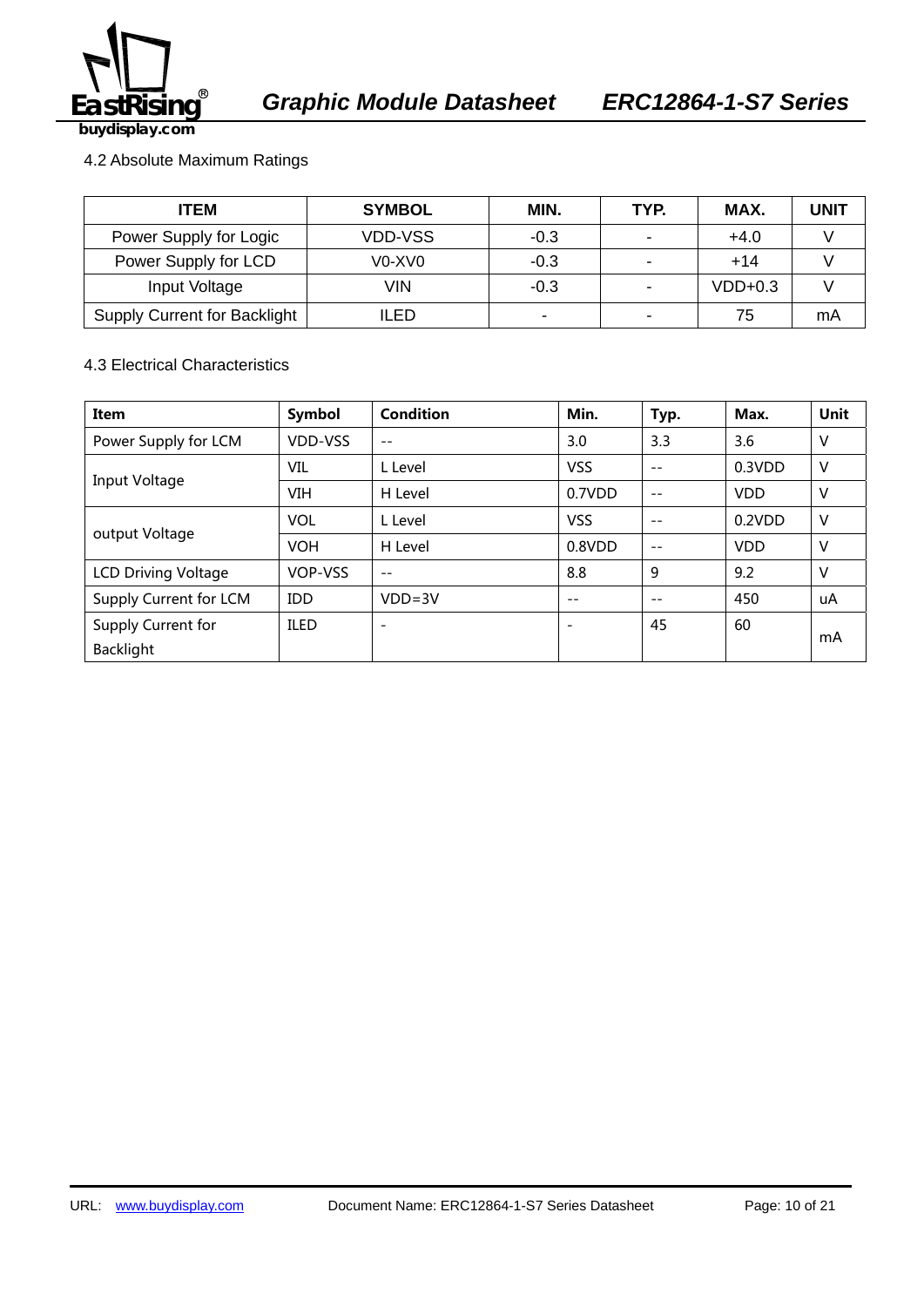### 4.2 Absolute Maximum Ratings

| ITEM | SYMBOL | MIN. | TYP. | MAX. | UNIT |
|---|---|---|---|---|---|
| Power Supply for Logic | VDD-VSS | -0.3 | - | +4.0 | V |
| Power Supply for LCD | V0-XV0 | -0.3 | - | +14 | V |
| Input Voltage | VIN | -0.3 | - | VDD+0.3 | V |
| Supply Current for Backlight | ILED | - | - | 75 | mA |

### 4.3 Electrical Characteristics

| Item | Symbol | Condition | Min. | Typ. | Max. | Unit |
|---|---|---|---|---|---|---|
| Power Supply for LCM | VDD-VSS | -- | 3.0 | 3.3 | 3.6 | V |
| Input Voltage | VIL | L Level | VSS | -- | 0.3VDD | V |
| | VIH | H Level | 0.7VDD | -- | VDD | V |
| output Voltage | VOL | L Level | VSS | -- | 0.2VDD | V |
| | VOH | H Level | 0.8VDD | -- | VDD | V |
| LCD Driving Voltage | VOP-VSS | -- | 8.8 | 9 | 9.2 | V |
| Supply Current for LCM | IDD | VDD=3V | -- | -- | 450 | uA |
| Supply Current for Backlight | ILED | - | - | 45 | 60 | mA |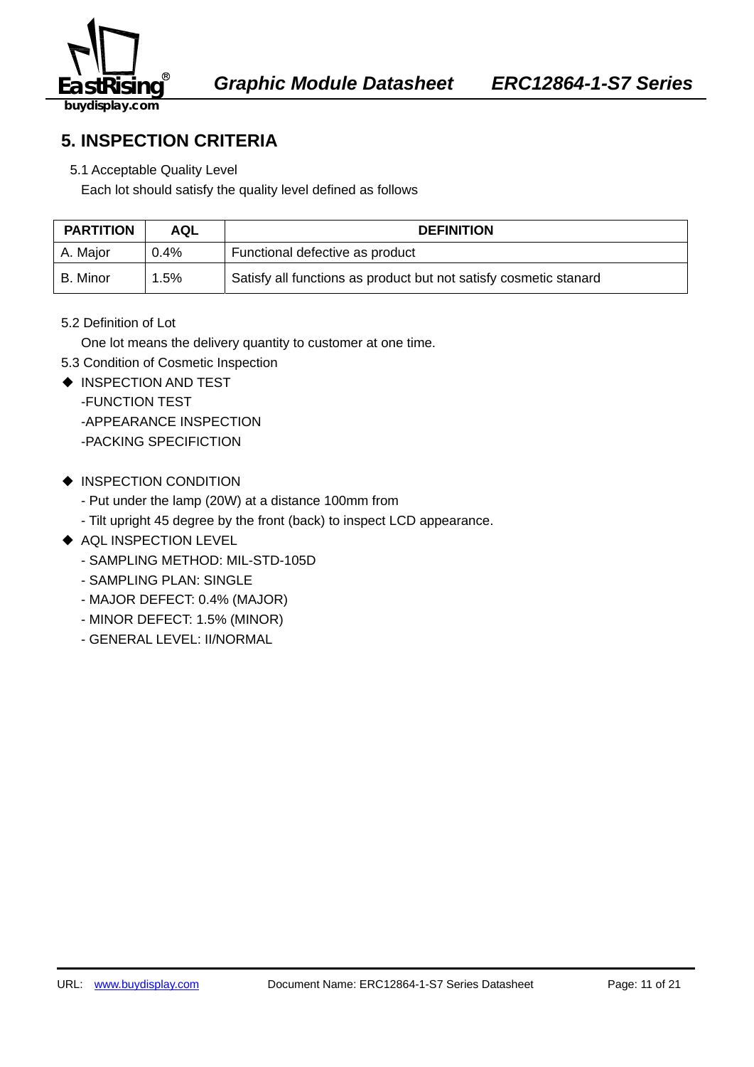## 5. INSPECTION CRITERIA

5.1 Acceptable Quality Level

Each lot should satisfy the quality level defined as follows

| PARTITION | AQL | DEFINITION |
|---|---|---|
| A. Major | 0.4% | Functional defective as product |
| B. Minor | 1.5% | Satisfy all functions as product but not satisfy cosmetic stanard |

5.2 Definition of Lot

One lot means the delivery quantity to customer at one time.

5.3 Condition of Cosmetic Inspection

- ◆ INSPECTION AND TEST
  - -FUNCTION TEST
  - -APPEARANCE INSPECTION
  - -PACKING SPECIFICATION

- ◆ INSPECTION CONDITION
  - - Put under the lamp (20W) at a distance 100mm from
  - - Tilt upright 45 degree by the front (back) to inspect LCD appearance.

- ◆ AQL INSPECTION LEVEL
  - - SAMPLING METHOD: MIL-STD-105D
  - - SAMPLING PLAN: SINGLE
  - - MAJOR DEFECT: 0.4% (MAJOR)
  - - MINOR DEFECT: 1.5% (MINOR)
  - - GENERAL LEVEL: II/NORMAL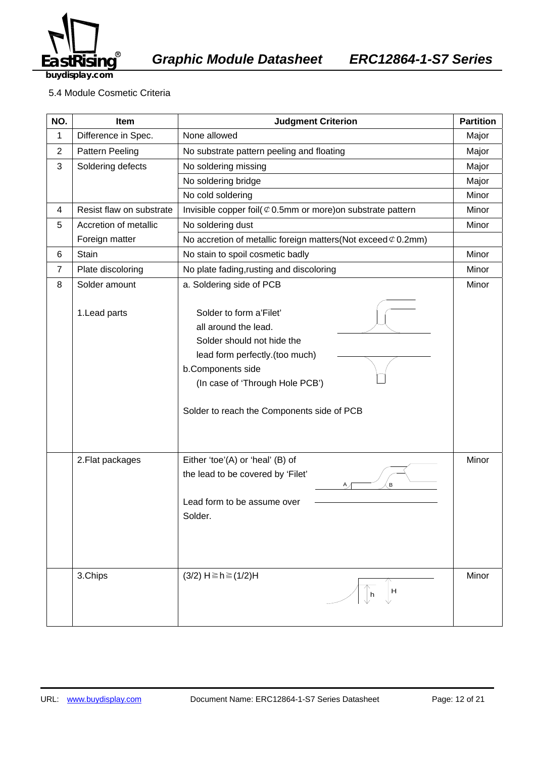5.4 Module Cosmetic Criteria

| NO. | Item | Judgment Criterion | Partition |
|---|---|---|---|
| 1 | Difference in Spec. | None allowed | Major |
| 2 | Pattern Peeling | No substrate pattern peeling and floating | Major |
| 3 | Soldering defects | No soldering missing | Major |
| | | No soldering bridge | Major |
| | | No cold soldering | Minor |
| 4 | Resist flaw on substrate | Invisible copper foil(⊄0.5mm or more)on substrate pattern | Minor |
| 5 | Accretion of metallic | No soldering dust | Minor |
| | Foreign matter | No accretion of metallic foreign matters(Not exceed⊄0.2mm) | |
| 6 | Stain | No stain to spoil cosmetic badly | Minor |
| 7 | Plate discoloring | No plate fading,rusting and discoloring | Minor |
| 8 | Solder amount<br><br>1.Lead parts | a. Soldering side of PCB<br><br>Solder to form a'Filet' all around the lead.<br>Solder should not hide the lead form perfectly.(too much)<br>b.Components side<br>(In case of 'Through Hole PCB')<br><br>Solder to reach the Components side of PCB | Minor |
| | 2.Flat packages | Either 'toe'(A) or 'heal' (B) of the lead to be covered by 'Filet'<br><br>Lead form to be assume over Solder. | Minor |
| | 3.Chips | $(3/2)\ H \geqq h \geqq (1/2)H$ | Minor |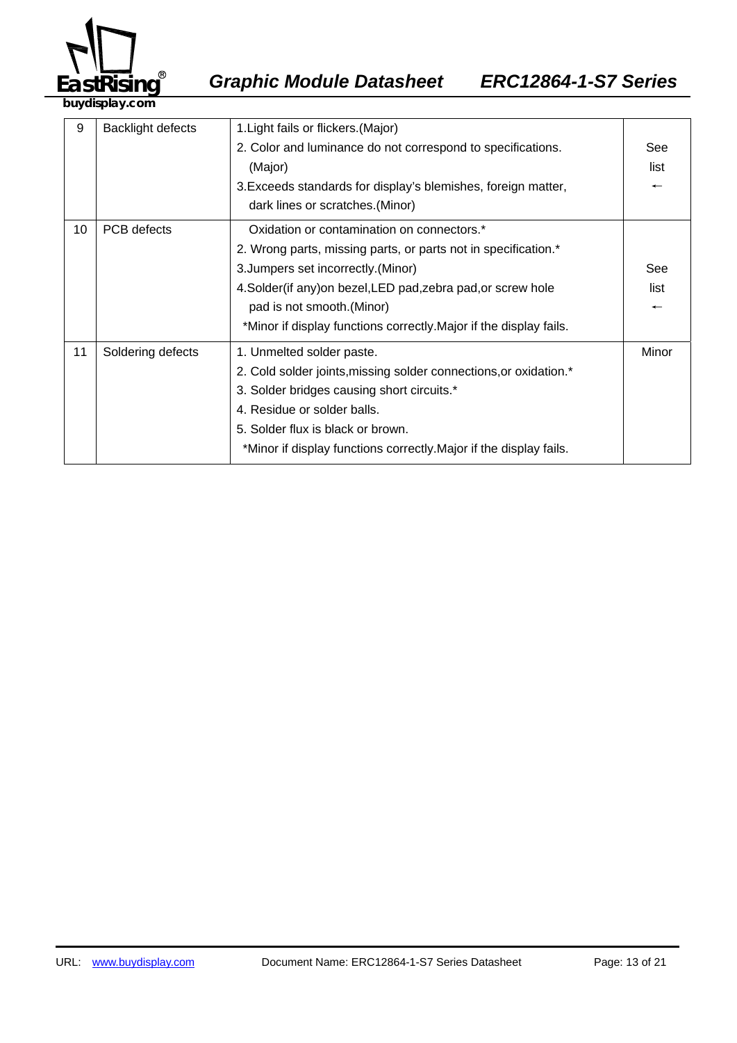| 9 | Backlight defects | 1.Light fails or flickers.(Major)<br>2. Color and luminance do not correspond to specifications. (Major)<br>3.Exceeds standards for display's blemishes, foreign matter, dark lines or scratches.(Minor) | See list ← |
|---|---|---|---|
| 10 | PCB defects | Oxidation or contamination on connectors.*<br>2. Wrong parts, missing parts, or parts not in specification.*<br>3.Jumpers set incorrectly.(Minor)<br>4.Solder(if any)on bezel,LED pad,zebra pad,or screw hole pad is not smooth.(Minor)<br>*Minor if display functions correctly.Major if the display fails. | See list ← |
| 11 | Soldering defects | 1. Unmelted solder paste.<br>2. Cold solder joints,missing solder connections,or oxidation.*<br>3. Solder bridges causing short circuits.*<br>4. Residue or solder balls.<br>5. Solder flux is black or brown.<br>*Minor if display functions correctly.Major if the display fails. | Minor |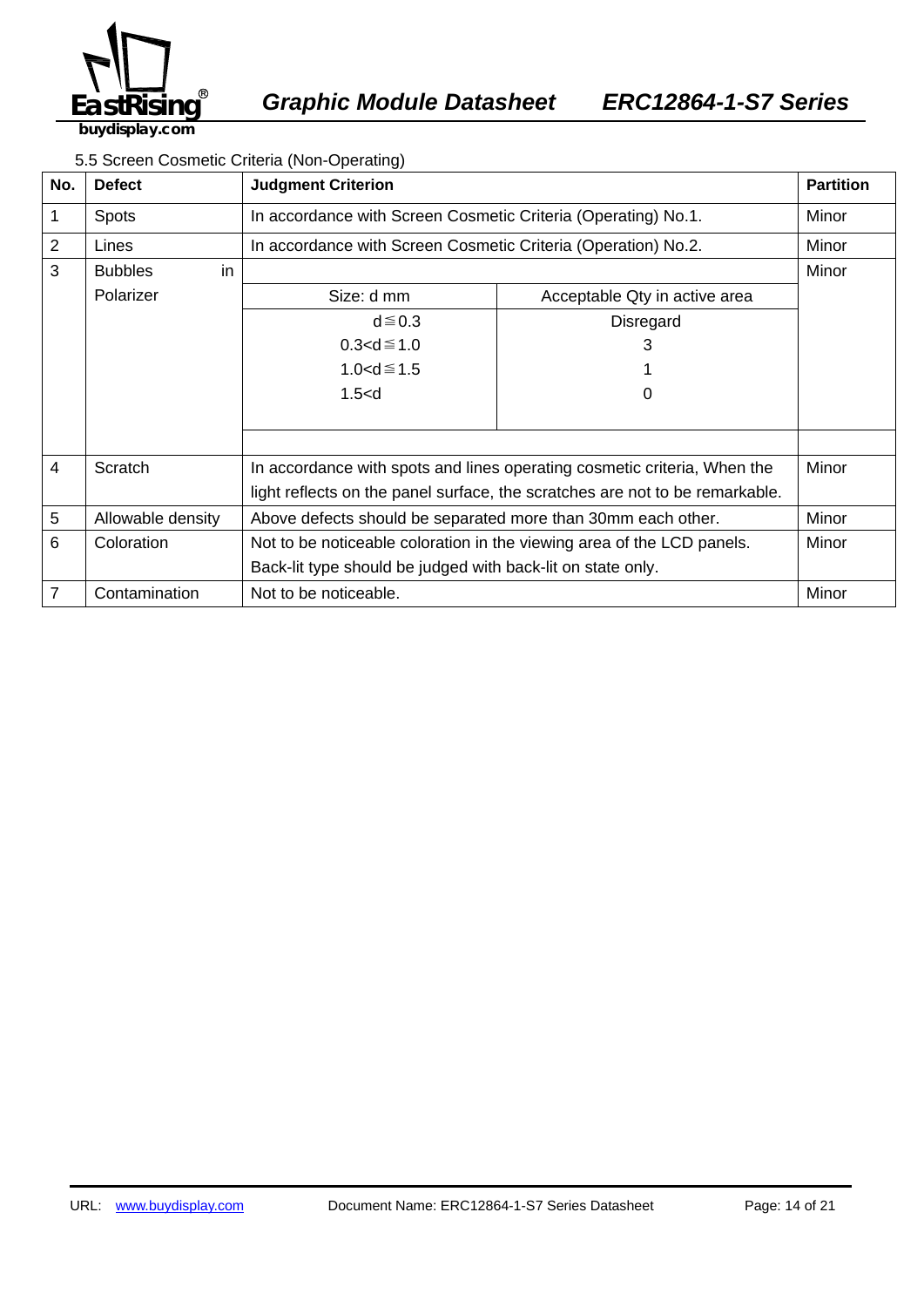5.5 Screen Cosmetic Criteria (Non-Operating)

| No. | Defect | Judgment Criterion | | Partition |
|---|---|---|---|---|
| 1 | Spots | In accordance with Screen Cosmetic Criteria (Operating) No.1. | | Minor |
| 2 | Lines | In accordance with Screen Cosmetic Criteria (Operation) No.2. | | Minor |
| 3 | Bubbles in Polarizer | Size: d mm | Acceptable Qty in active area | Minor |
| | | d≦0.3 | Disregard | |
| | | 0.3<d≦1.0 | 3 | |
| | | 1.0<d≦1.5 | 1 | |
| | | 1.5<d | 0 | |
| 4 | Scratch | In accordance with spots and lines operating cosmetic criteria, When the light reflects on the panel surface, the scratches are not to be remarkable. | | Minor |
| 5 | Allowable density | Above defects should be separated more than 30mm each other. | | Minor |
| 6 | Coloration | Not to be noticeable coloration in the viewing area of the LCD panels. Back-lit type should be judged with back-lit on state only. | | Minor |
| 7 | Contamination | Not to be noticeable. | | Minor |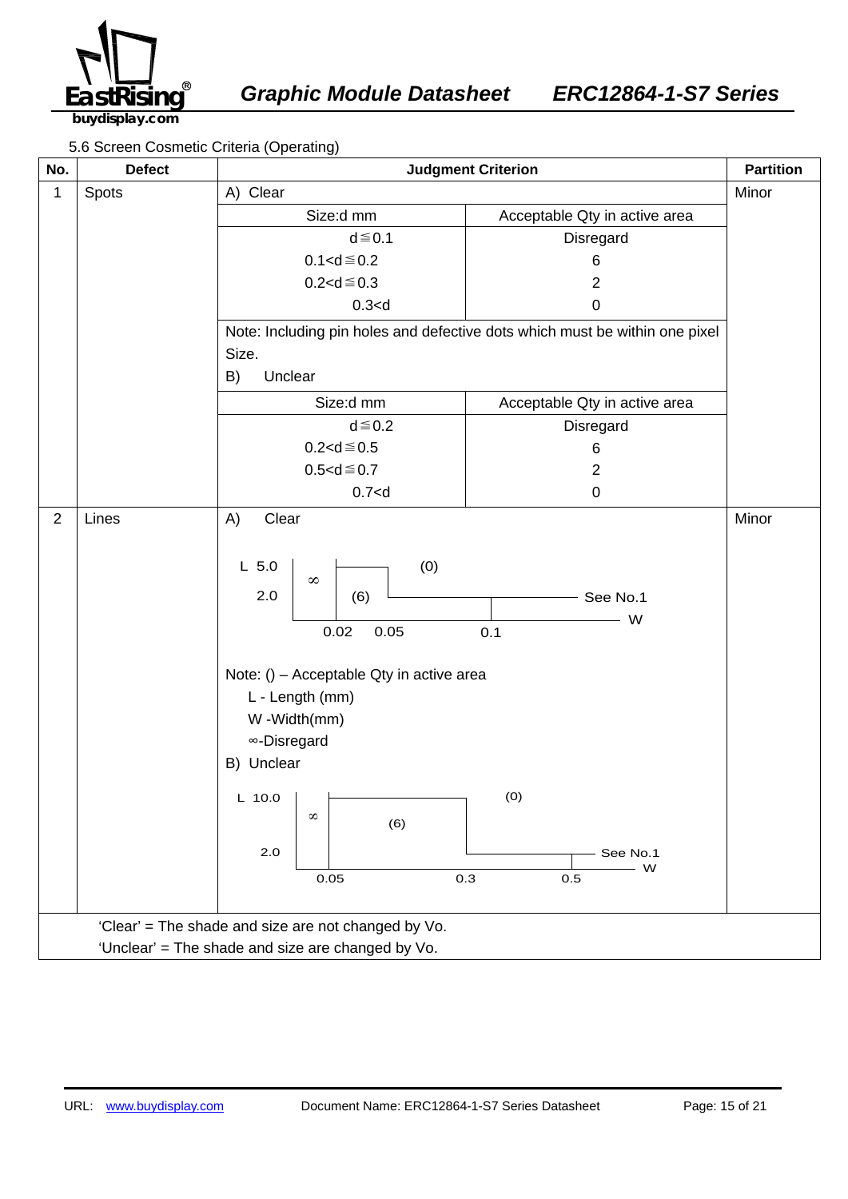5.6 Screen Cosmetic Criteria (Operating)

| No. | Defect | Judgment Criterion | | Partition |
|---|---|---|---|---|
| 1 | Spots | A) Clear | | Minor |
| | | Size:d mm | Acceptable Qty in active area | |
| | | d≦0.1 | Disregard | |
| | | 0.1<d≦0.2 | 6 | |
| | | 0.2<d≦0.3 | 2 | |
| | | 0.3<d | 0 | |
| | | Note: Including pin holes and defective dots which must be within one pixel Size. | | |
| | | B) Unclear | | |
| | | Size:d mm | Acceptable Qty in active area | |
| | | d≦0.2 | Disregard | |
| | | 0.2<d≦0.5 | 6 | |
| | | 0.5<d≦0.7 | 2 | |
| | | 0.7<d | 0 | |
| 2 | Lines | A) Clear<br>L 5.0 / 2.0; W 0.02 / 0.05 / 0.1<br>∞ (W ≦ 0.02); (6) (0.02 < W ≦ 0.05, L ≦ 5.0); (0) (L > 5.0); See No.1 (W > 0.1)<br>Note: () – Acceptable Qty in active area<br>L - Length (mm)<br>W -Width(mm)<br>∞-Disregard<br>B) Unclear<br>L 10.0 / 2.0; W 0.05 / 0.3 / 0.5<br>∞ (W ≦ 0.05); (6) (0.05 < W ≦ 0.3, L ≦ 10.0); (0) (L > 10.0); See No.1 (W > 0.5) | | Minor |
| | 'Clear' = The shade and size are not changed by Vo.<br>'Unclear' = The shade and size are changed by Vo. | | | |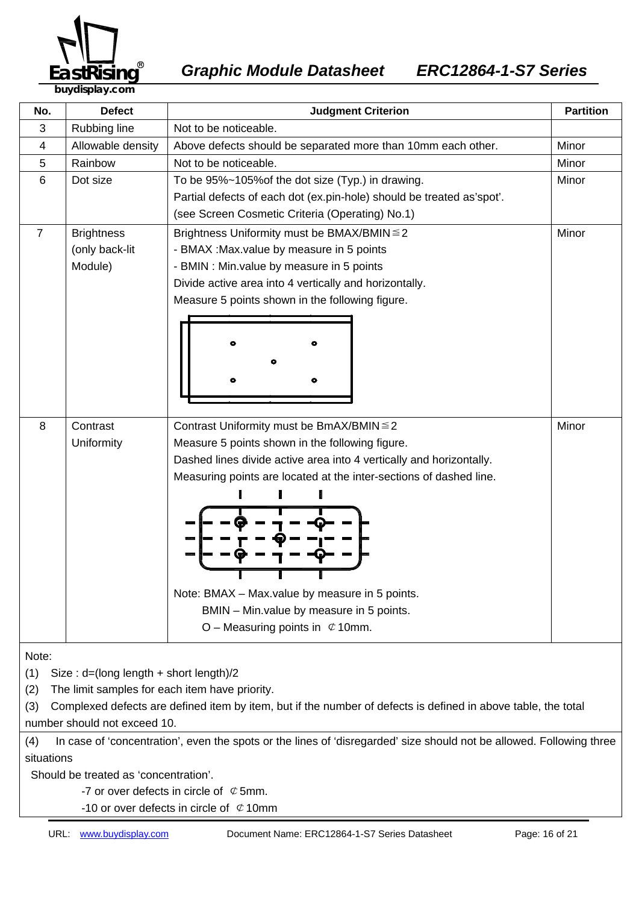| No. | Defect | Judgment Criterion | Partition |
|---|---|---|---|
| 3 | Rubbing line | Not to be noticeable. | |
| 4 | Allowable density | Above defects should be separated more than 10mm each other. | Minor |
| 5 | Rainbow | Not to be noticeable. | Minor |
| 6 | Dot size | To be 95%~105%of the dot size (Typ.) in drawing.<br>Partial defects of each dot (ex.pin-hole) should be treated as'spot'.<br>(see Screen Cosmetic Criteria (Operating) No.1) | Minor |
| 7 | Brightness (only back-lit Module) | Brightness Uniformity must be BMAX/BMIN≦2<br>- BMAX :Max.value by measure in 5 points<br>- BMIN : Min.value by measure in 5 points<br>Divide active area into 4 vertically and horizontally.<br>Measure 5 points shown in the following figure. | Minor |
| 8 | Contrast Uniformity | Contrast Uniformity must be BmAX/BMIN≦2<br>Measure 5 points shown in the following figure.<br>Dashed lines divide active area into 4 vertically and horizontally.<br>Measuring points are located at the inter-sections of dashed line.<br>Note: BMAX – Max.value by measure in 5 points.<br>BMIN – Min.value by measure in 5 points.<br>O – Measuring points in ⊄10mm. | Minor |

Note:

(1) Size : d=(long length + short length)/2

(2) The limit samples for each item have priority.

(3) Complexed defects are defined item by item, but if the number of defects is defined in above table, the total number should not exceed 10.

(4) In case of 'concentration', even the spots or the lines of 'disregarded' size should not be allowed. Following three situations

Should be treated as 'concentration'.

-7 or over defects in circle of ⊄5mm.

-10 or over defects in circle of ⊄10mm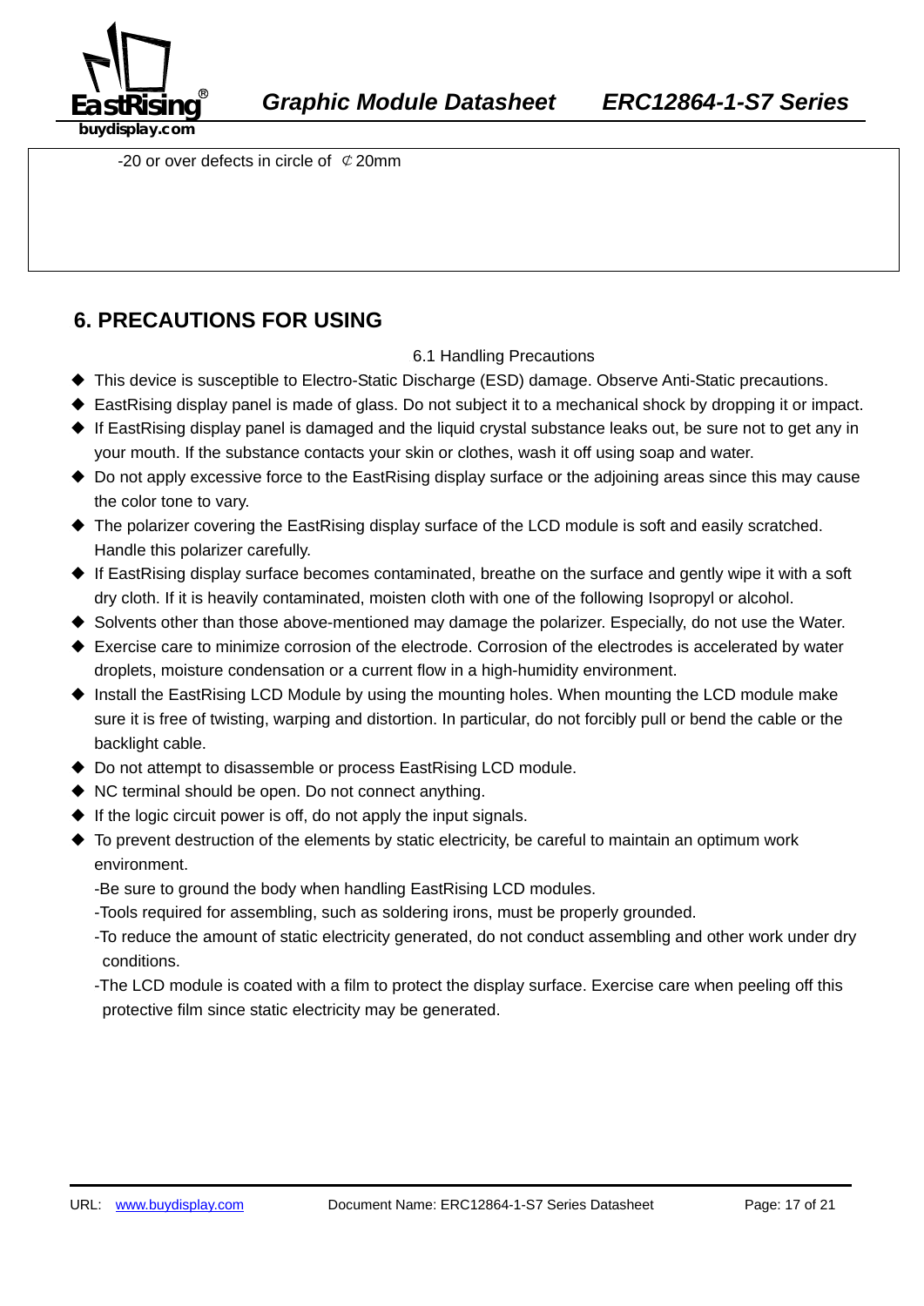-20 or over defects in circle of ⊄20mm

## 6. PRECAUTIONS FOR USING

### 6.1 Handling Precautions

- This device is susceptible to Electro-Static Discharge (ESD) damage. Observe Anti-Static precautions.
- EastRising display panel is made of glass. Do not subject it to a mechanical shock by dropping it or impact.
- If EastRising display panel is damaged and the liquid crystal substance leaks out, be sure not to get any in your mouth. If the substance contacts your skin or clothes, wash it off using soap and water.
- Do not apply excessive force to the EastRising display surface or the adjoining areas since this may cause the color tone to vary.
- The polarizer covering the EastRising display surface of the LCD module is soft and easily scratched. Handle this polarizer carefully.
- If EastRising display surface becomes contaminated, breathe on the surface and gently wipe it with a soft dry cloth. If it is heavily contaminated, moisten cloth with one of the following Isopropyl or alcohol.
- Solvents other than those above-mentioned may damage the polarizer. Especially, do not use the Water.
- Exercise care to minimize corrosion of the electrode. Corrosion of the electrodes is accelerated by water droplets, moisture condensation or a current flow in a high-humidity environment.
- Install the EastRising LCD Module by using the mounting holes. When mounting the LCD module make sure it is free of twisting, warping and distortion. In particular, do not forcibly pull or bend the cable or the backlight cable.
- Do not attempt to disassemble or process EastRising LCD module.
- NC terminal should be open. Do not connect anything.
- If the logic circuit power is off, do not apply the input signals.
- To prevent destruction of the elements by static electricity, be careful to maintain an optimum work environment.

  -Be sure to ground the body when handling EastRising LCD modules.

  -Tools required for assembling, such as soldering irons, must be properly grounded.

  -To reduce the amount of static electricity generated, do not conduct assembling and other work under dry conditions.

  -The LCD module is coated with a film to protect the display surface. Exercise care when peeling off this protective film since static electricity may be generated.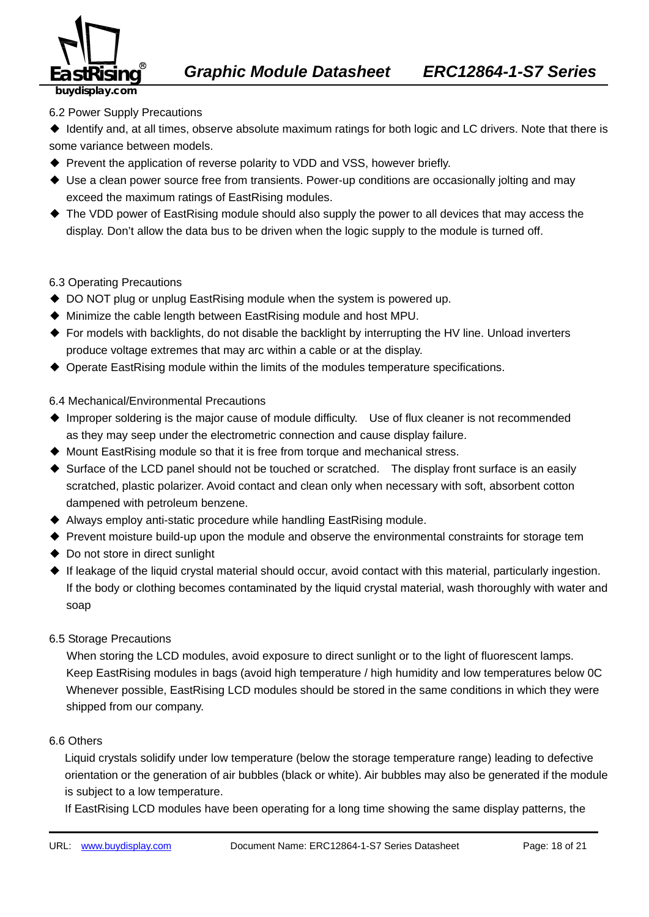## 6.2 Power Supply Precautions

- ◆ Identify and, at all times, observe absolute maximum ratings for both logic and LC drivers. Note that there is some variance between models.
- ◆ Prevent the application of reverse polarity to VDD and VSS, however briefly.
- ◆ Use a clean power source free from transients. Power-up conditions are occasionally jolting and may exceed the maximum ratings of EastRising modules.
- ◆ The VDD power of EastRising module should also supply the power to all devices that may access the display. Don't allow the data bus to be driven when the logic supply to the module is turned off.

## 6.3 Operating Precautions

- ◆ DO NOT plug or unplug EastRising module when the system is powered up.
- ◆ Minimize the cable length between EastRising module and host MPU.
- ◆ For models with backlights, do not disable the backlight by interrupting the HV line. Unload inverters produce voltage extremes that may arc within a cable or at the display.
- ◆ Operate EastRising module within the limits of the modules temperature specifications.

## 6.4 Mechanical/Environmental Precautions

- ◆ Improper soldering is the major cause of module difficulty. Use of flux cleaner is not recommended as they may seep under the electrometric connection and cause display failure.
- ◆ Mount EastRising module so that it is free from torque and mechanical stress.
- ◆ Surface of the LCD panel should not be touched or scratched. The display front surface is an easily scratched, plastic polarizer. Avoid contact and clean only when necessary with soft, absorbent cotton dampened with petroleum benzene.
- ◆ Always employ anti-static procedure while handling EastRising module.
- ◆ Prevent moisture build-up upon the module and observe the environmental constraints for storage tem
- ◆ Do not store in direct sunlight
- ◆ If leakage of the liquid crystal material should occur, avoid contact with this material, particularly ingestion. If the body or clothing becomes contaminated by the liquid crystal material, wash thoroughly with water and soap

## 6.5 Storage Precautions

When storing the LCD modules, avoid exposure to direct sunlight or to the light of fluorescent lamps.
Keep EastRising modules in bags (avoid high temperature / high humidity and low temperatures below 0C
Whenever possible, EastRising LCD modules should be stored in the same conditions in which they were shipped from our company.

## 6.6 Others

Liquid crystals solidify under low temperature (below the storage temperature range) leading to defective orientation or the generation of air bubbles (black or white). Air bubbles may also be generated if the module is subject to a low temperature.

If EastRising LCD modules have been operating for a long time showing the same display patterns, the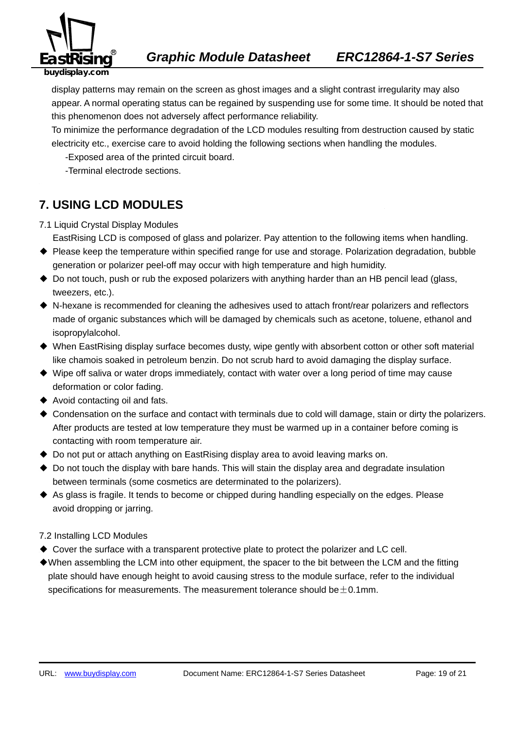display patterns may remain on the screen as ghost images and a slight contrast irregularity may also appear. A normal operating status can be regained by suspending use for some time. It should be noted that this phenomenon does not adversely affect performance reliability.

To minimize the performance degradation of the LCD modules resulting from destruction caused by static electricity etc., exercise care to avoid holding the following sections when handling the modules.

-Exposed area of the printed circuit board.

-Terminal electrode sections.

## 7. USING LCD MODULES

7.1 Liquid Crystal Display Modules

EastRising LCD is composed of glass and polarizer. Pay attention to the following items when handling.

- ◆ Please keep the temperature within specified range for use and storage. Polarization degradation, bubble generation or polarizer peel-off may occur with high temperature and high humidity.
- ◆ Do not touch, push or rub the exposed polarizers with anything harder than an HB pencil lead (glass, tweezers, etc.).
- ◆ N-hexane is recommended for cleaning the adhesives used to attach front/rear polarizers and reflectors made of organic substances which will be damaged by chemicals such as acetone, toluene, ethanol and isopropylalcohol.
- ◆ When EastRising display surface becomes dusty, wipe gently with absorbent cotton or other soft material like chamois soaked in petroleum benzin. Do not scrub hard to avoid damaging the display surface.
- ◆ Wipe off saliva or water drops immediately, contact with water over a long period of time may cause deformation or color fading.
- ◆ Avoid contacting oil and fats.
- ◆ Condensation on the surface and contact with terminals due to cold will damage, stain or dirty the polarizers. After products are tested at low temperature they must be warmed up in a container before coming is contacting with room temperature air.
- ◆ Do not put or attach anything on EastRising display area to avoid leaving marks on.
- ◆ Do not touch the display with bare hands. This will stain the display area and degradate insulation between terminals (some cosmetics are determinated to the polarizers).
- ◆ As glass is fragile. It tends to become or chipped during handling especially on the edges. Please avoid dropping or jarring.

7.2 Installing LCD Modules

- ◆ Cover the surface with a transparent protective plate to protect the polarizer and LC cell.
- ◆ When assembling the LCM into other equipment, the spacer to the bit between the LCM and the fitting plate should have enough height to avoid causing stress to the module surface, refer to the individual specifications for measurements. The measurement tolerance should be $\pm$0.1mm.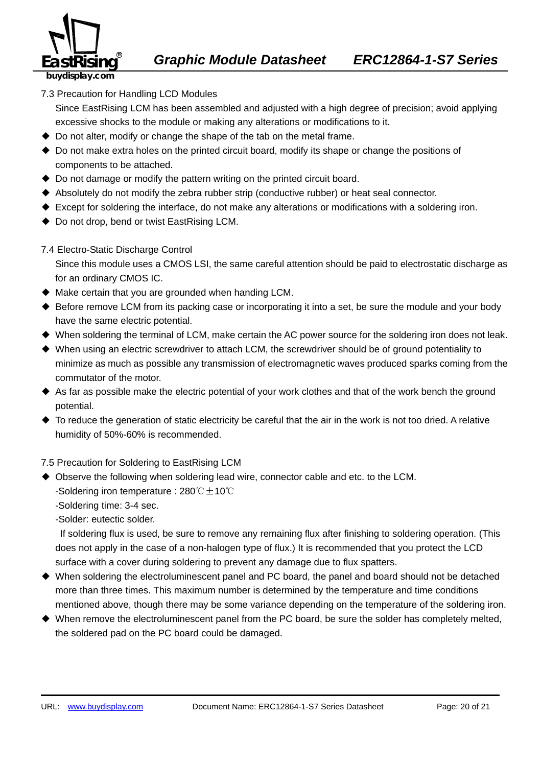7.3 Precaution for Handling LCD Modules

Since EastRising LCM has been assembled and adjusted with a high degree of precision; avoid applying excessive shocks to the module or making any alterations or modifications to it.

- Do not alter, modify or change the shape of the tab on the metal frame.
- Do not make extra holes on the printed circuit board, modify its shape or change the positions of components to be attached.
- Do not damage or modify the pattern writing on the printed circuit board.
- Absolutely do not modify the zebra rubber strip (conductive rubber) or heat seal connector.
- Except for soldering the interface, do not make any alterations or modifications with a soldering iron.
- Do not drop, bend or twist EastRising LCM.

7.4 Electro-Static Discharge Control

Since this module uses a CMOS LSI, the same careful attention should be paid to electrostatic discharge as for an ordinary CMOS IC.

- Make certain that you are grounded when handing LCM.
- Before remove LCM from its packing case or incorporating it into a set, be sure the module and your body have the same electric potential.
- When soldering the terminal of LCM, make certain the AC power source for the soldering iron does not leak.
- When using an electric screwdriver to attach LCM, the screwdriver should be of ground potentiality to minimize as much as possible any transmission of electromagnetic waves produced sparks coming from the commutator of the motor.
- As far as possible make the electric potential of your work clothes and that of the work bench the ground potential.
- To reduce the generation of static electricity be careful that the air in the work is not too dried. A relative humidity of 50%-60% is recommended.

7.5 Precaution for Soldering to EastRising LCM

- Observe the following when soldering lead wire, connector cable and etc. to the LCM.

  -Soldering iron temperature : 280℃±10℃

  -Soldering time: 3-4 sec.

  -Solder: eutectic solder.

  If soldering flux is used, be sure to remove any remaining flux after finishing to soldering operation. (This does not apply in the case of a non-halogen type of flux.) It is recommended that you protect the LCD surface with a cover during soldering to prevent any damage due to flux spatters.
- When soldering the electroluminescent panel and PC board, the panel and board should not be detached more than three times. This maximum number is determined by the temperature and time conditions mentioned above, though there may be some variance depending on the temperature of the soldering iron.
- When remove the electroluminescent panel from the PC board, be sure the solder has completely melted, the soldered pad on the PC board could be damaged.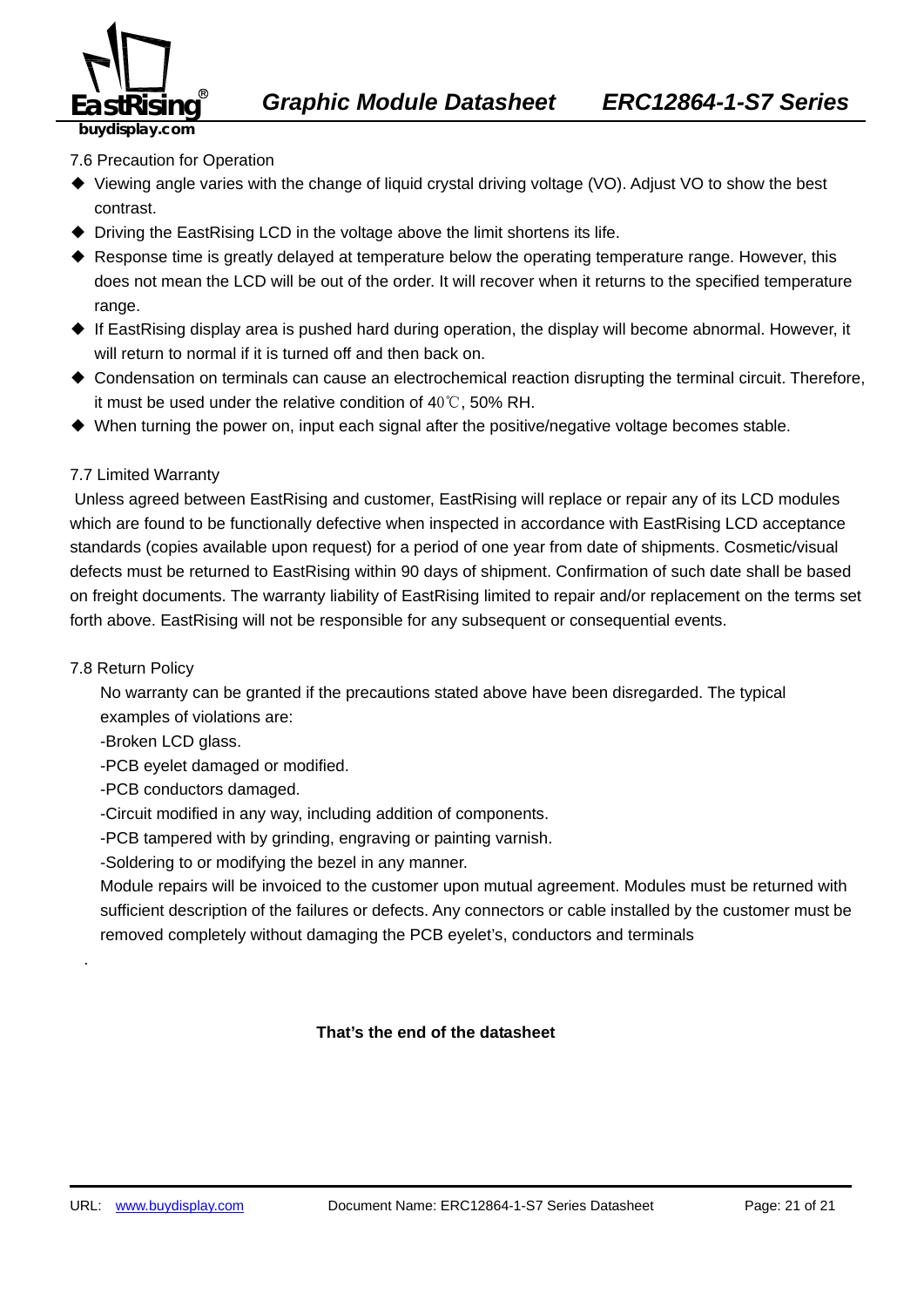## 7.6 Precaution for Operation

- Viewing angle varies with the change of liquid crystal driving voltage (VO). Adjust VO to show the best contrast.
- Driving the EastRising LCD in the voltage above the limit shortens its life.
- Response time is greatly delayed at temperature below the operating temperature range. However, this does not mean the LCD will be out of the order. It will recover when it returns to the specified temperature range.
- If EastRising display area is pushed hard during operation, the display will become abnormal. However, it will return to normal if it is turned off and then back on.
- Condensation on terminals can cause an electrochemical reaction disrupting the terminal circuit. Therefore, it must be used under the relative condition of 40℃, 50% RH.
- When turning the power on, input each signal after the positive/negative voltage becomes stable.

## 7.7 Limited Warranty

Unless agreed between EastRising and customer, EastRising will replace or repair any of its LCD modules which are found to be functionally defective when inspected in accordance with EastRising LCD acceptance standards (copies available upon request) for a period of one year from date of shipments. Cosmetic/visual defects must be returned to EastRising within 90 days of shipment. Confirmation of such date shall be based on freight documents. The warranty liability of EastRising limited to repair and/or replacement on the terms set forth above. EastRising will not be responsible for any subsequent or consequential events.

## 7.8 Return Policy

No warranty can be granted if the precautions stated above have been disregarded. The typical examples of violations are:

-Broken LCD glass.

-PCB eyelet damaged or modified.

-PCB conductors damaged.

-Circuit modified in any way, including addition of components.

-PCB tampered with by grinding, engraving or painting varnish.

-Soldering to or modifying the bezel in any manner.

Module repairs will be invoiced to the customer upon mutual agreement. Modules must be returned with sufficient description of the failures or defects. Any connectors or cable installed by the customer must be removed completely without damaging the PCB eyelet's, conductors and terminals

.

**That's the end of the datasheet**